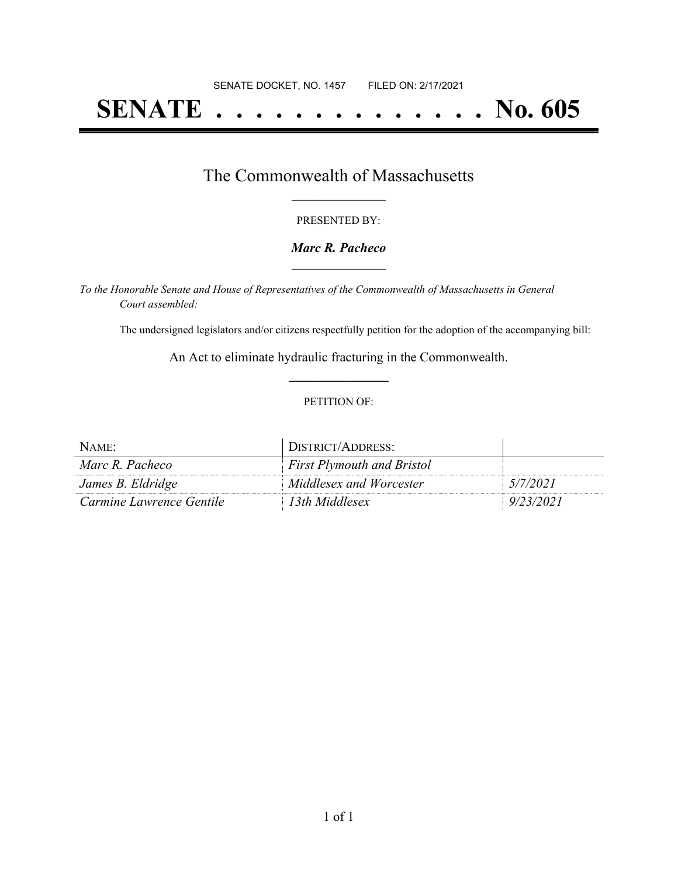SENATE DOCKET, NO. 1457        FILED ON: 2/17/2021

# SENATE . . . . . . . . . . . . . . No. 605

## The Commonwealth of Massachusetts

PRESENTED BY:

***Marc R. Pacheco***

*To the Honorable Senate and House of Representatives of the Commonwealth of Massachusetts in General Court assembled:*

The undersigned legislators and/or citizens respectfully petition for the adoption of the accompanying bill:

An Act to eliminate hydraulic fracturing in the Commonwealth.

PETITION OF:

| NAME: | DISTRICT/ADDRESS: | |
|---|---|---|
| *Marc R. Pacheco* | *First Plymouth and Bristol* | |
| *James B. Eldridge* | *Middlesex and Worcester* | *5/7/2021* |
| *Carmine Lawrence Gentile* | *13th Middlesex* | *9/23/2021* |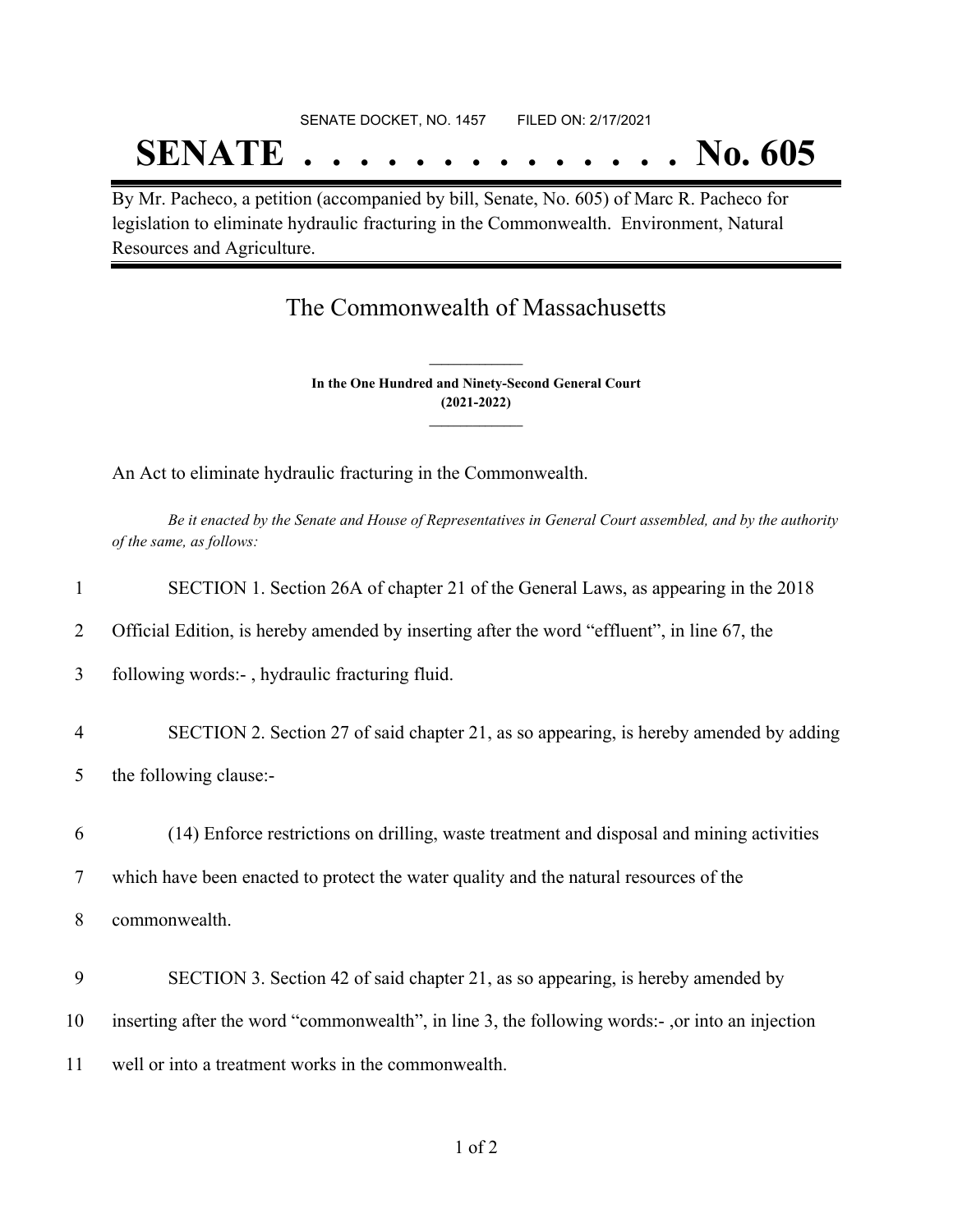SENATE DOCKET, NO. 1457 FILED ON: 2/17/2021

# SENATE . . . . . . . . . . . . . . No. 605

By Mr. Pacheco, a petition (accompanied by bill, Senate, No. 605) of Marc R. Pacheco for legislation to eliminate hydraulic fracturing in the Commonwealth. Environment, Natural Resources and Agriculture.

## The Commonwealth of Massachusetts

**In the One Hundred and Ninety-Second General Court**
**(2021-2022)**

An Act to eliminate hydraulic fracturing in the Commonwealth.

*Be it enacted by the Senate and House of Representatives in General Court assembled, and by the authority of the same, as follows:*

1 SECTION 1. Section 26A of chapter 21 of the General Laws, as appearing in the 2018
2 Official Edition, is hereby amended by inserting after the word "effluent", in line 67, the
3 following words:- , hydraulic fracturing fluid.

4 SECTION 2. Section 27 of said chapter 21, as so appearing, is hereby amended by adding
5 the following clause:-

6 (14) Enforce restrictions on drilling, waste treatment and disposal and mining activities
7 which have been enacted to protect the water quality and the natural resources of the
8 commonwealth.

9 SECTION 3. Section 42 of said chapter 21, as so appearing, is hereby amended by
10 inserting after the word "commonwealth", in line 3, the following words:- ,or into an injection
11 well or into a treatment works in the commonwealth.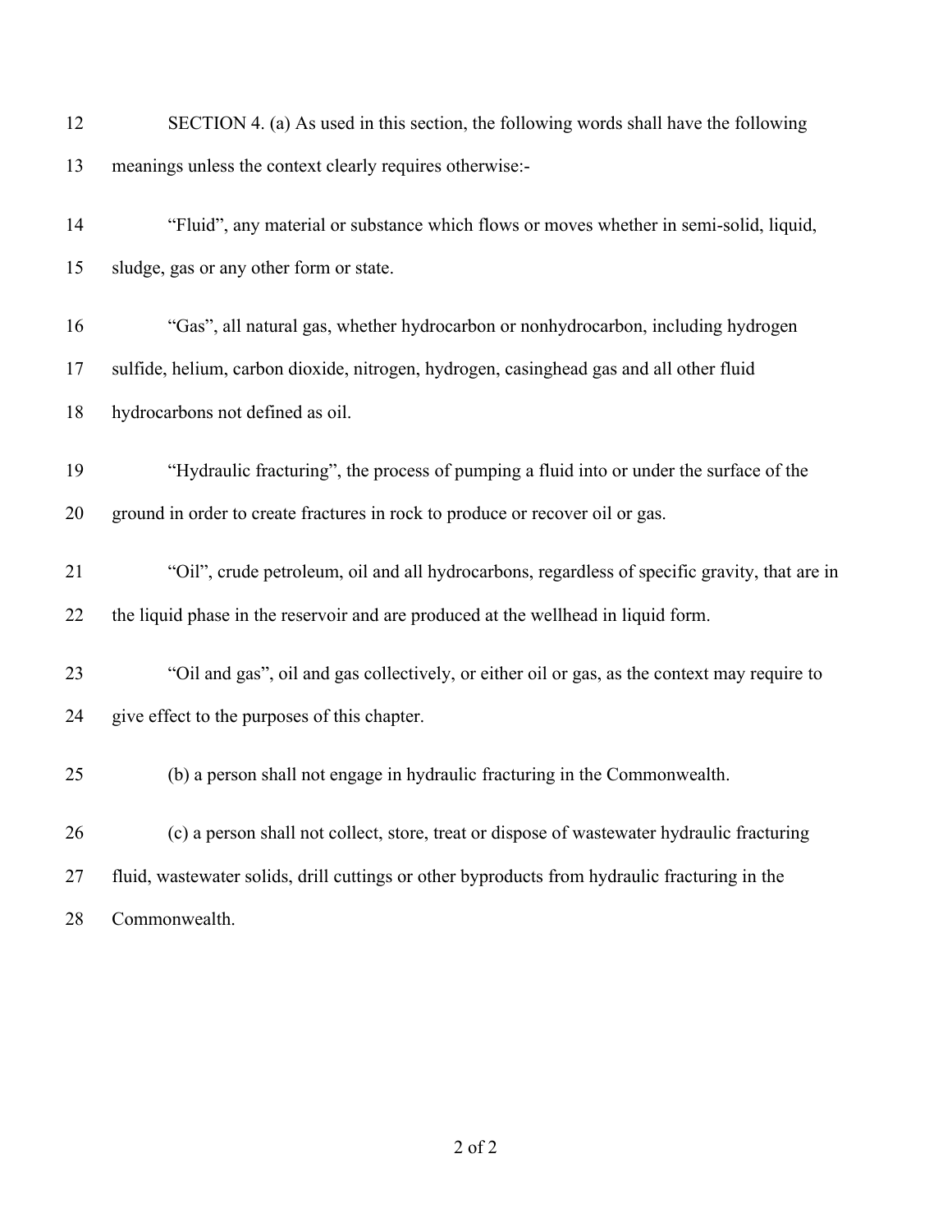SECTION 4. (a) As used in this section, the following words shall have the following meanings unless the context clearly requires otherwise:-

"Fluid", any material or substance which flows or moves whether in semi-solid, liquid, sludge, gas or any other form or state.

"Gas", all natural gas, whether hydrocarbon or nonhydrocarbon, including hydrogen sulfide, helium, carbon dioxide, nitrogen, hydrogen, casinghead gas and all other fluid hydrocarbons not defined as oil.

"Hydraulic fracturing", the process of pumping a fluid into or under the surface of the ground in order to create fractures in rock to produce or recover oil or gas.

"Oil", crude petroleum, oil and all hydrocarbons, regardless of specific gravity, that are in the liquid phase in the reservoir and are produced at the wellhead in liquid form.

"Oil and gas", oil and gas collectively, or either oil or gas, as the context may require to give effect to the purposes of this chapter.

(b) a person shall not engage in hydraulic fracturing in the Commonwealth.

(c) a person shall not collect, store, treat or dispose of wastewater hydraulic fracturing fluid, wastewater solids, drill cuttings or other byproducts from hydraulic fracturing in the Commonwealth.